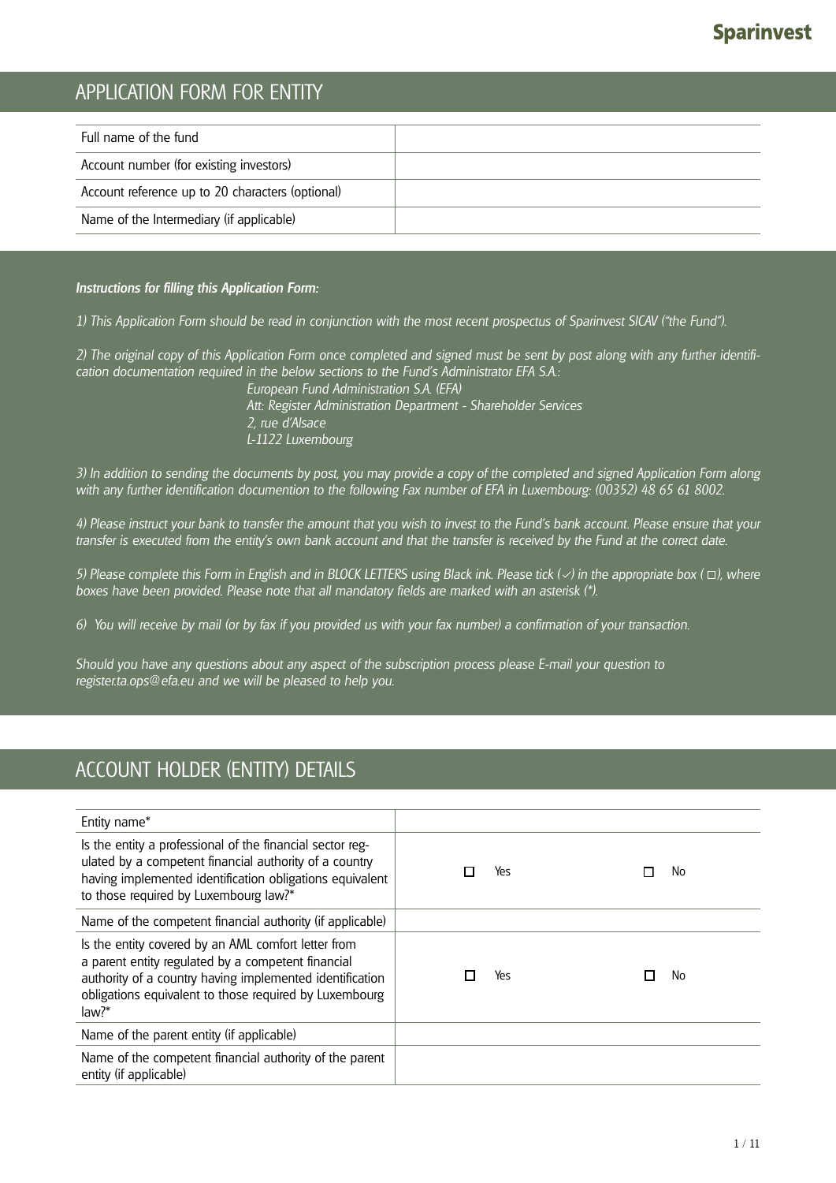Sparinvest

# APPLICATION FORM FOR ENTITY

| Full name of the fund | |
|---|---|
| Account number (for existing investors) | |
| Account reference up to 20 characters (optional) | |
| Name of the Intermediary (if applicable) | |

***Instructions for filling this Application Form:***

*1) This Application Form should be read in conjunction with the most recent prospectus of Sparinvest SICAV ("the Fund").*

*2) The original copy of this Application Form once completed and signed must be sent by post along with any further identification documentation required in the below sections to the Fund's Administrator EFA S.A.:*

*European Fund Administration S.A. (EFA)*
*Att: Register Administration Department - Shareholder Services*
*2, rue d'Alsace*
*L-1122 Luxembourg*

*3) In addition to sending the documents by post, you may provide a copy of the completed and signed Application Form along with any further identification documention to the following Fax number of EFA in Luxembourg: (00352) 48 65 61 8002.*

*4) Please instruct your bank to transfer the amount that you wish to invest to the Fund's bank account. Please ensure that your transfer is executed from the entity's own bank account and that the transfer is received by the Fund at the correct date.*

*5) Please complete this Form in English and in BLOCK LETTERS using Black ink. Please tick (✓) in the appropriate box (☐), where boxes have been provided. Please note that all mandatory fields are marked with an asterisk (*).*

*6) You will receive by mail (or by fax if you provided us with your fax number) a confirmation of your transaction.*

*Should you have any questions about any aspect of the subscription process please E-mail your question to register.ta.ops@efa.eu and we will be pleased to help you.*

# ACCOUNT HOLDER (ENTITY) DETAILS

| Entity name* | | |
|---|---|---|
| Is the entity a professional of the financial sector regulated by a competent financial authority of a country having implemented identification obligations equivalent to those required by Luxembourg law?* | ☐ Yes | ☐ No |
| Name of the competent financial authority (if applicable) | | |
| Is the entity covered by an AML comfort letter from a parent entity regulated by a competent financial authority of a country having implemented identification obligations equivalent to those required by Luxembourg law?* | ☐ Yes | ☐ No |
| Name of the parent entity (if applicable) | | |
| Name of the competent financial authority of the parent entity (if applicable) | | |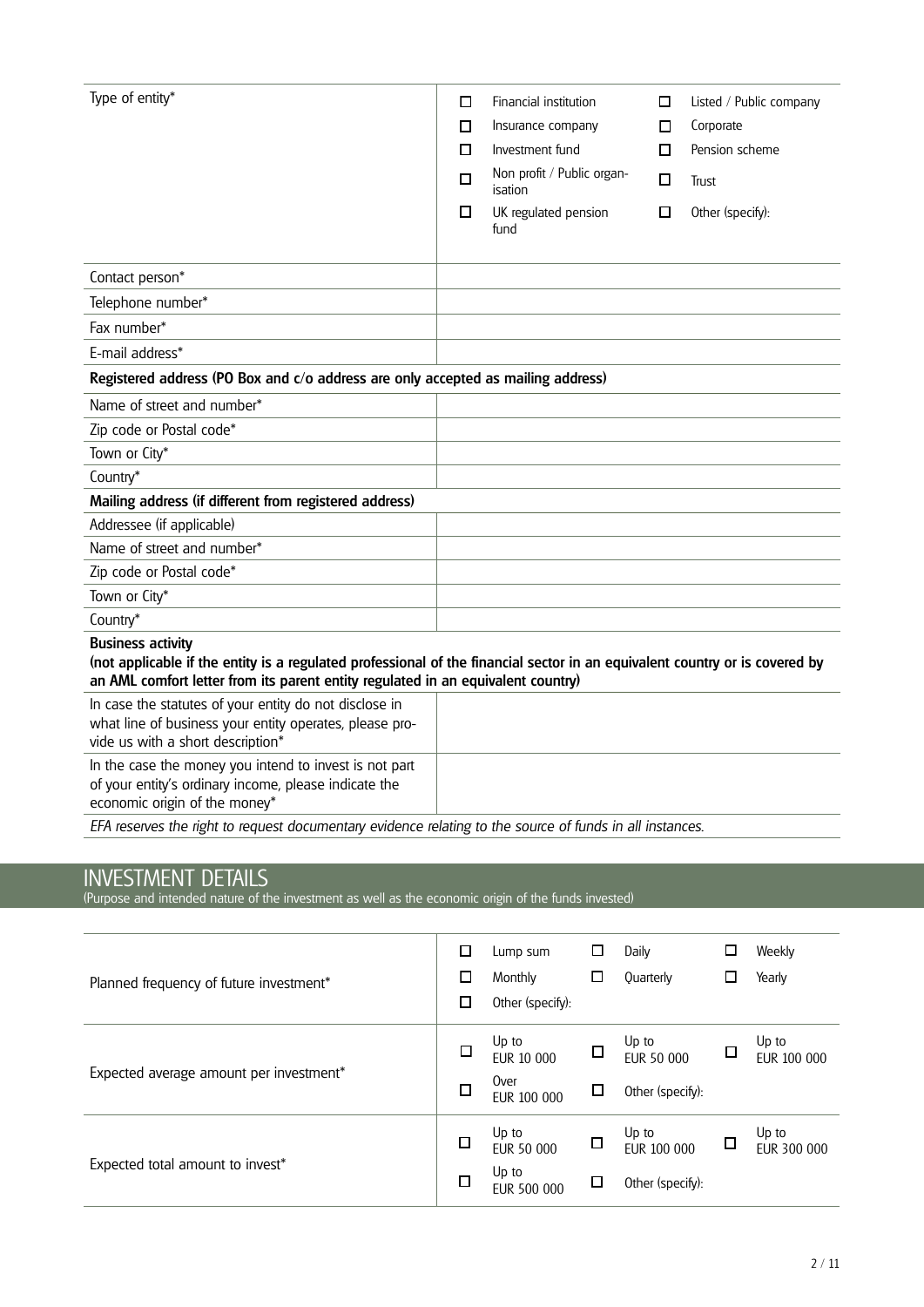| | |
|---|---|
| Type of entity* | ☐ Financial institution ☐ Listed / Public company ☐ Insurance company ☐ Corporate ☐ Investment fund ☐ Pension scheme ☐ Non profit / Public organisation ☐ Trust ☐ UK regulated pension fund ☐ Other (specify): |
| Contact person* | |
| Telephone number* | |
| Fax number* | |
| E-mail address* | |

**Registered address (PO Box and c/o address are only accepted as mailing address)**

| | |
|---|---|
| Name of street and number* | |
| Zip code or Postal code* | |
| Town or City* | |
| Country* | |

**Mailing address (if different from registered address)**

| | |
|---|---|
| Addressee (if applicable) | |
| Name of street and number* | |
| Zip code or Postal code* | |
| Town or City* | |
| Country* | |

**Business activity**
**(not applicable if the entity is a regulated professional of the financial sector in an equivalent country or is covered by an AML comfort letter from its parent entity regulated in an equivalent country)**

| | |
|---|---|
| In case the statutes of your entity do not disclose in what line of business your entity operates, please provide us with a short description* | |
| In the case the money you intend to invest is not part of your entity's ordinary income, please indicate the economic origin of the money* | |

*EFA reserves the right to request documentary evidence relating to the source of funds in all instances.*

## INVESTMENT DETAILS

(Purpose and intended nature of the investment as well as the economic origin of the funds invested)

| | |
|---|---|
| Planned frequency of future investment* | ☐ Lump sum ☐ Daily ☐ Weekly ☐ Monthly ☐ Quarterly ☐ Yearly ☐ Other (specify): |
| Expected average amount per investment* | ☐ Up to EUR 10 000 ☐ Up to EUR 50 000 ☐ Up to EUR 100 000 ☐ Over EUR 100 000 ☐ Other (specify): |
| Expected total amount to invest* | ☐ Up to EUR 50 000 ☐ Up to EUR 100 000 ☐ Up to EUR 300 000 ☐ Up to EUR 500 000 ☐ Other (specify): |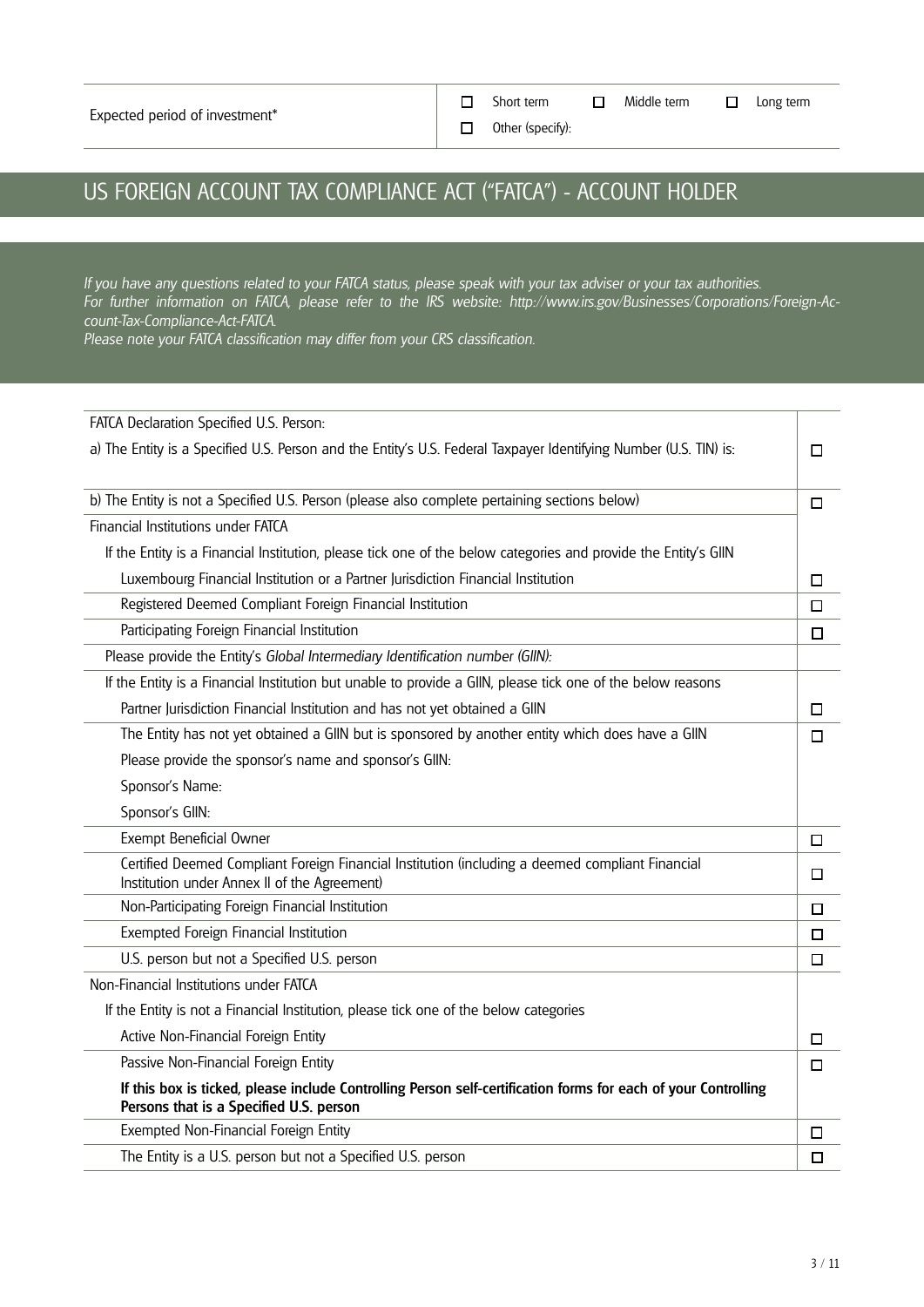| Expected period of investment* | ☐ Short term ☐ Middle term ☐ Long term ☐ Other (specify): |
|---|---|

## US FOREIGN ACCOUNT TAX COMPLIANCE ACT ("FATCA") - ACCOUNT HOLDER

*If you have any questions related to your FATCA status, please speak with your tax adviser or your tax authorities.*
*For further information on FATCA, please refer to the IRS website: http://www.irs.gov/Businesses/Corporations/Foreign-Account-Tax-Compliance-Act-FATCA.*
*Please note your FATCA classification may differ from your CRS classification.*

| FATCA Declaration Specified U.S. Person: | |
|---|---|
| a) The Entity is a Specified U.S. Person and the Entity's U.S. Federal Taxpayer Identifying Number (U.S. TIN) is: | ☐ |
| b) The Entity is not a Specified U.S. Person (please also complete pertaining sections below) | ☐ |
| Financial Institutions under FATCA | |
| If the Entity is a Financial Institution, please tick one of the below categories and provide the Entity's GIIN | |
| Luxembourg Financial Institution or a Partner Jurisdiction Financial Institution | ☐ |
| Registered Deemed Compliant Foreign Financial Institution | ☐ |
| Participating Foreign Financial Institution | ☐ |
| Please provide the Entity's *Global Intermediary Identification number (GIIN):* | |
| If the Entity is a Financial Institution but unable to provide a GIIN, please tick one of the below reasons | |
| Partner Jurisdiction Financial Institution and has not yet obtained a GIIN | ☐ |
| The Entity has not yet obtained a GIIN but is sponsored by another entity which does have a GIIN<br>Please provide the sponsor's name and sponsor's GIIN:<br>Sponsor's Name:<br>Sponsor's GIIN: | ☐ |
| Exempt Beneficial Owner | ☐ |
| Certified Deemed Compliant Foreign Financial Institution (including a deemed compliant Financial Institution under Annex II of the Agreement) | ☐ |
| Non-Participating Foreign Financial Institution | ☐ |
| Exempted Foreign Financial Institution | ☐ |
| U.S. person but not a Specified U.S. person | ☐ |
| Non-Financial Institutions under FATCA | |
| If the Entity is not a Financial Institution, please tick one of the below categories | |
| Active Non-Financial Foreign Entity | ☐ |
| Passive Non-Financial Foreign Entity<br>**If this box is ticked, please include Controlling Person self-certification forms for each of your Controlling Persons that is a Specified U.S. person** | ☐ |
| Exempted Non-Financial Foreign Entity | ☐ |
| The Entity is a U.S. person but not a Specified U.S. person | ☐ |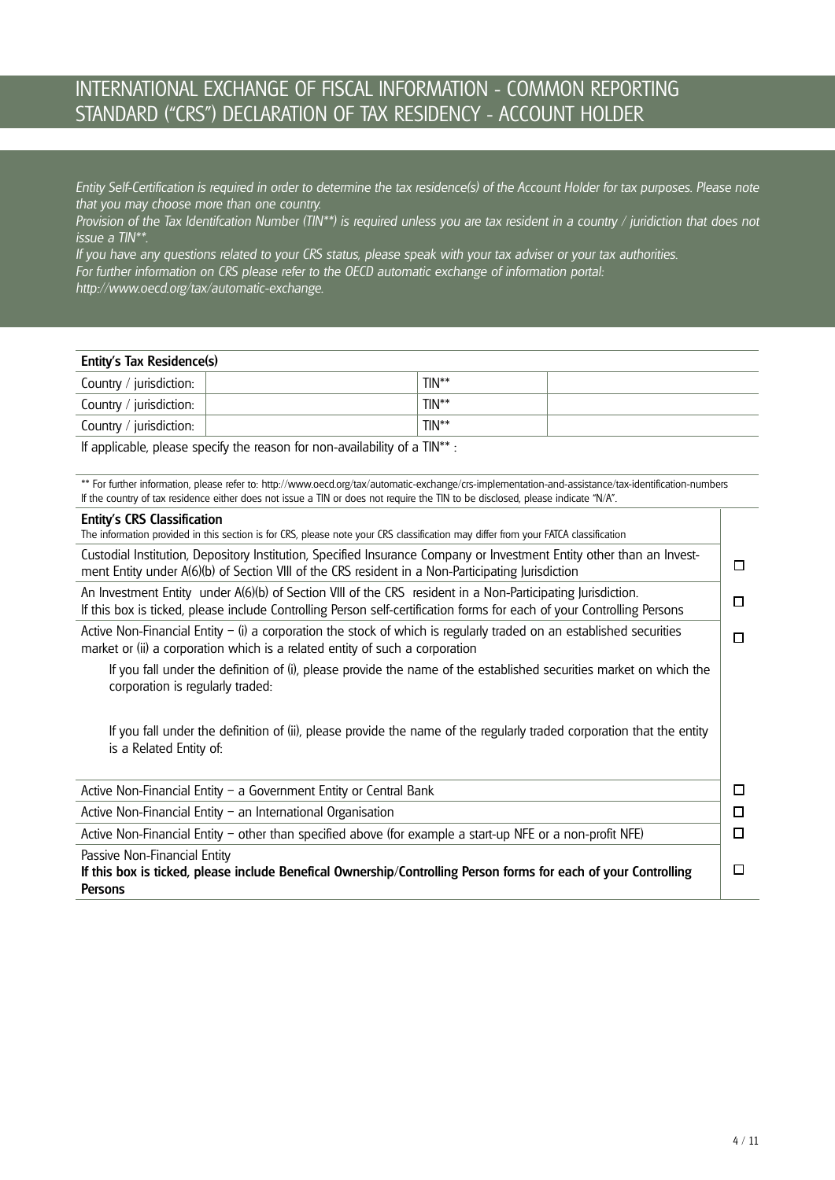# INTERNATIONAL EXCHANGE OF FISCAL INFORMATION - COMMON REPORTING STANDARD ("CRS") DECLARATION OF TAX RESIDENCY - ACCOUNT HOLDER

*Entity Self-Certification is required in order to determine the tax residence(s) of the Account Holder for tax purposes. Please note that you may choose more than one country.*
*Provision of the Tax Identifcation Number (TIN**) is required unless you are tax resident in a country / juridiction that does not issue a TIN**.*
*If you have any questions related to your CRS status, please speak with your tax adviser or your tax authorities.*
*For further information on CRS please refer to the OECD automatic exchange of information portal: http://www.oecd.org/tax/automatic-exchange.*

| **Entity's Tax Residence(s)** | | | |
|---|---|---|---|
| Country / jurisdiction: | | TIN** | |
| Country / jurisdiction: | | TIN** | |
| Country / jurisdiction: | | TIN** | |

If applicable, please specify the reason for non-availability of a TIN** :

** For further information, please refer to: http://www.oecd.org/tax/automatic-exchange/crs-implementation-and-assistance/tax-identification-numbers
If the country of tax residence either does not issue a TIN or does not require the TIN to be disclosed, please indicate "N/A".

| **Entity's CRS Classification**<br>The information provided in this section is for CRS, please note your CRS classification may differ from your FATCA classification | |
|---|---|
| Custodial Institution, Depository Institution, Specified Insurance Company or Investment Entity other than an Investment Entity under A(6)(b) of Section VIII of the CRS resident in a Non-Participating Jurisdiction | ☐ |
| An Investment Entity under A(6)(b) of Section VIII of the CRS resident in a Non-Participating Jurisdiction.<br>If this box is ticked, please include Controlling Person self-certification forms for each of your Controlling Persons | ☐ |
| Active Non-Financial Entity – (i) a corporation the stock of which is regularly traded on an established securities market or (ii) a corporation which is a related entity of such a corporation<br>If you fall under the definition of (i), please provide the name of the established securities market on which the corporation is regularly traded:<br>If you fall under the definition of (ii), please provide the name of the regularly traded corporation that the entity is a Related Entity of: | ☐ |
| Active Non-Financial Entity – a Government Entity or Central Bank | ☐ |
| Active Non-Financial Entity – an International Organisation | ☐ |
| Active Non-Financial Entity – other than specified above (for example a start-up NFE or a non-profit NFE) | ☐ |
| Passive Non-Financial Entity<br>**If this box is ticked, please include Benefical Ownership/Controlling Person forms for each of your Controlling Persons** | ☐ |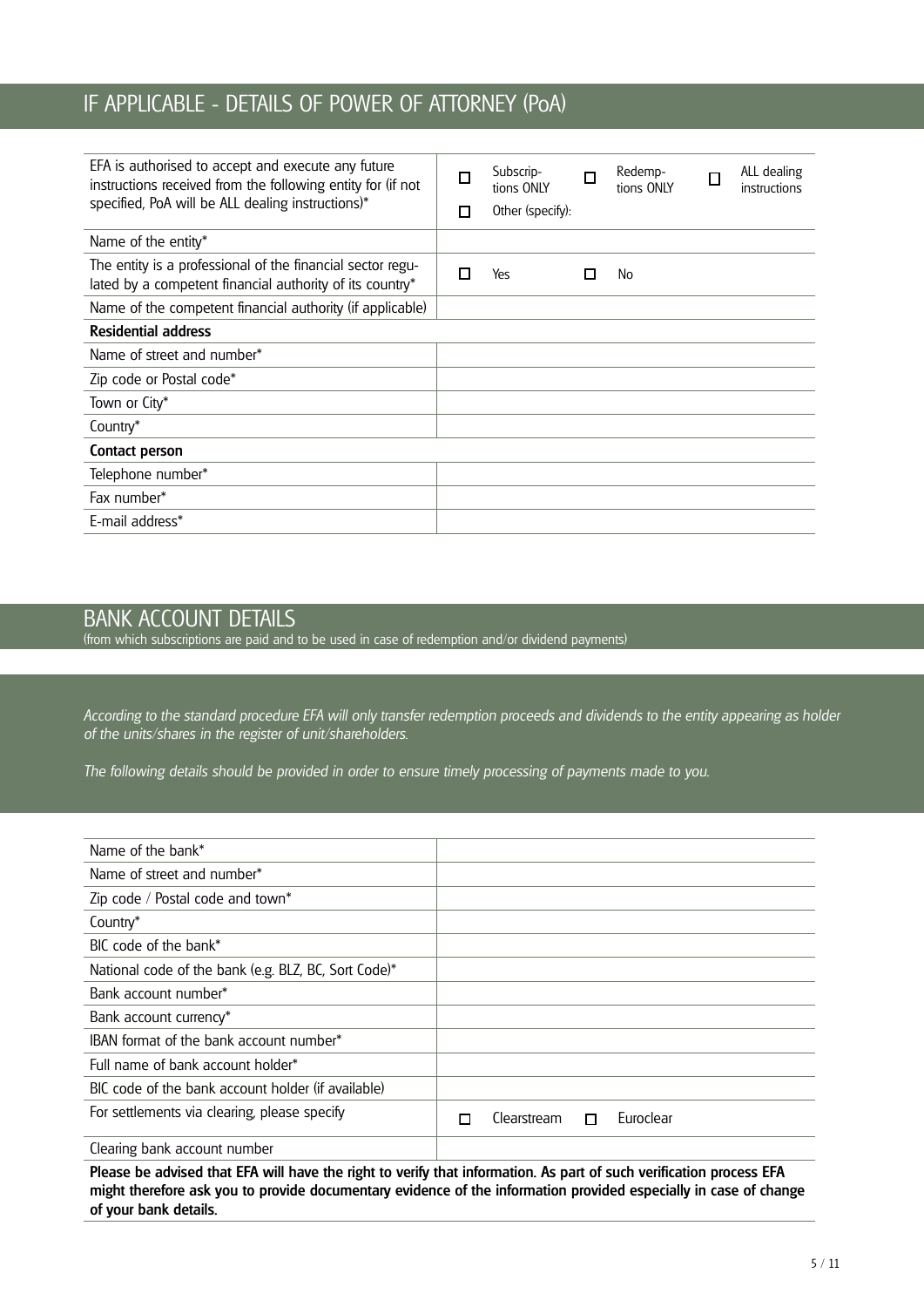## IF APPLICABLE - DETAILS OF POWER OF ATTORNEY (PoA)

| | |
|---|---|
| EFA is authorised to accept and execute any future instructions received from the following entity for (if not specified, PoA will be ALL dealing instructions)* | ☐ Subscriptions ONLY ☐ Redemptions ONLY ☐ ALL dealing instructions ☐ Other (specify): |
| Name of the entity* | |
| The entity is a professional of the financial sector regulated by a competent financial authority of its country* | ☐ Yes ☐ No |
| Name of the competent financial authority (if applicable) | |
| **Residential address** | |
| Name of street and number* | |
| Zip code or Postal code* | |
| Town or City* | |
| Country* | |
| **Contact person** | |
| Telephone number* | |
| Fax number* | |
| E-mail address* | |

## BANK ACCOUNT DETAILS

(from which subscriptions are paid and to be used in case of redemption and/or dividend payments)

*According to the standard procedure EFA will only transfer redemption proceeds and dividends to the entity appearing as holder of the units/shares in the register of unit/shareholders.*

*The following details should be provided in order to ensure timely processing of payments made to you.*

| | |
|---|---|
| Name of the bank* | |
| Name of street and number* | |
| Zip code / Postal code and town* | |
| Country* | |
| BIC code of the bank* | |
| National code of the bank (e.g. BLZ, BC, Sort Code)* | |
| Bank account number* | |
| Bank account currency* | |
| IBAN format of the bank account number* | |
| Full name of bank account holder* | |
| BIC code of the bank account holder (if available) | |
| For settlements via clearing, please specify | ☐ Clearstream ☐ Euroclear |
| Clearing bank account number | |

**Please be advised that EFA will have the right to verify that information. As part of such verification process EFA might therefore ask you to provide documentary evidence of the information provided especially in case of change of your bank details.**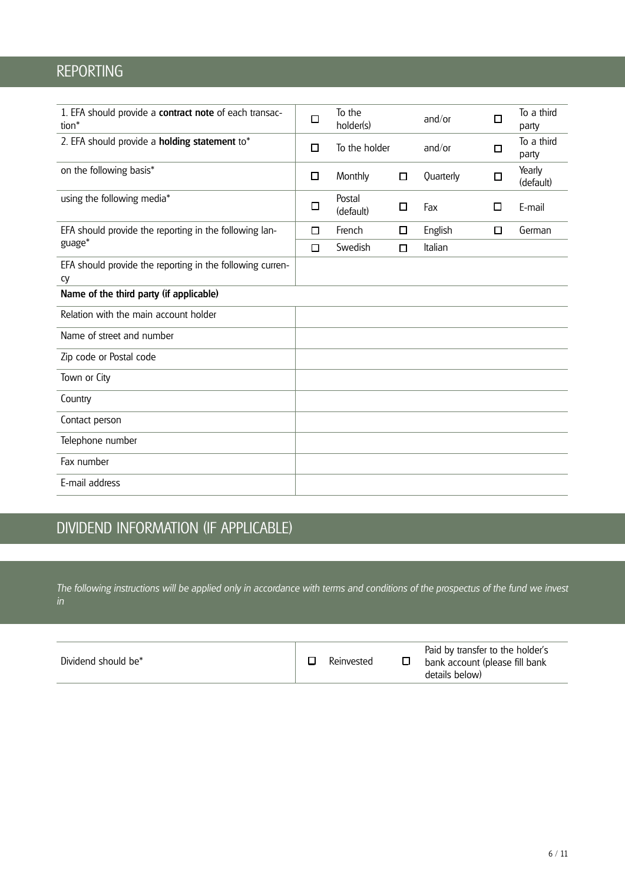## REPORTING

| | | | | | | |
|---|---|---|---|---|---|---|
| 1. EFA should provide a **contract note** of each transaction* | ☐ | To the holder(s) | | and/or | ☐ | To a third party |
| 2. EFA should provide a **holding statement** to* | ☐ | To the holder | | and/or | ☐ | To a third party |
| on the following basis* | ☐ | Monthly | ☐ | Quarterly | ☐ | Yearly (default) |
| using the following media* | ☐ | Postal (default) | ☐ | Fax | ☐ | E-mail |
| EFA should provide the reporting in the following language* | ☐ | French | ☐ | English | ☐ | German |
| | ☐ | Swedish | ☐ | Italian | | |
| EFA should provide the reporting in the following currency | | | | | | |
| **Name of the third party (if applicable)** | | | | | | |
| Relation with the main account holder | | | | | | |
| Name of street and number | | | | | | |
| Zip code or Postal code | | | | | | |
| Town or City | | | | | | |
| Country | | | | | | |
| Contact person | | | | | | |
| Telephone number | | | | | | |
| Fax number | | | | | | |
| E-mail address | | | | | | |

## DIVIDEND INFORMATION (IF APPLICABLE)

*The following instructions will be applied only in accordance with terms and conditions of the prospectus of the fund we invest in*

| | | | | |
|---|---|---|---|---|
| Dividend should be* | ☐ | Reinvested | ☐ | Paid by transfer to the holder's bank account (please fill bank details below) |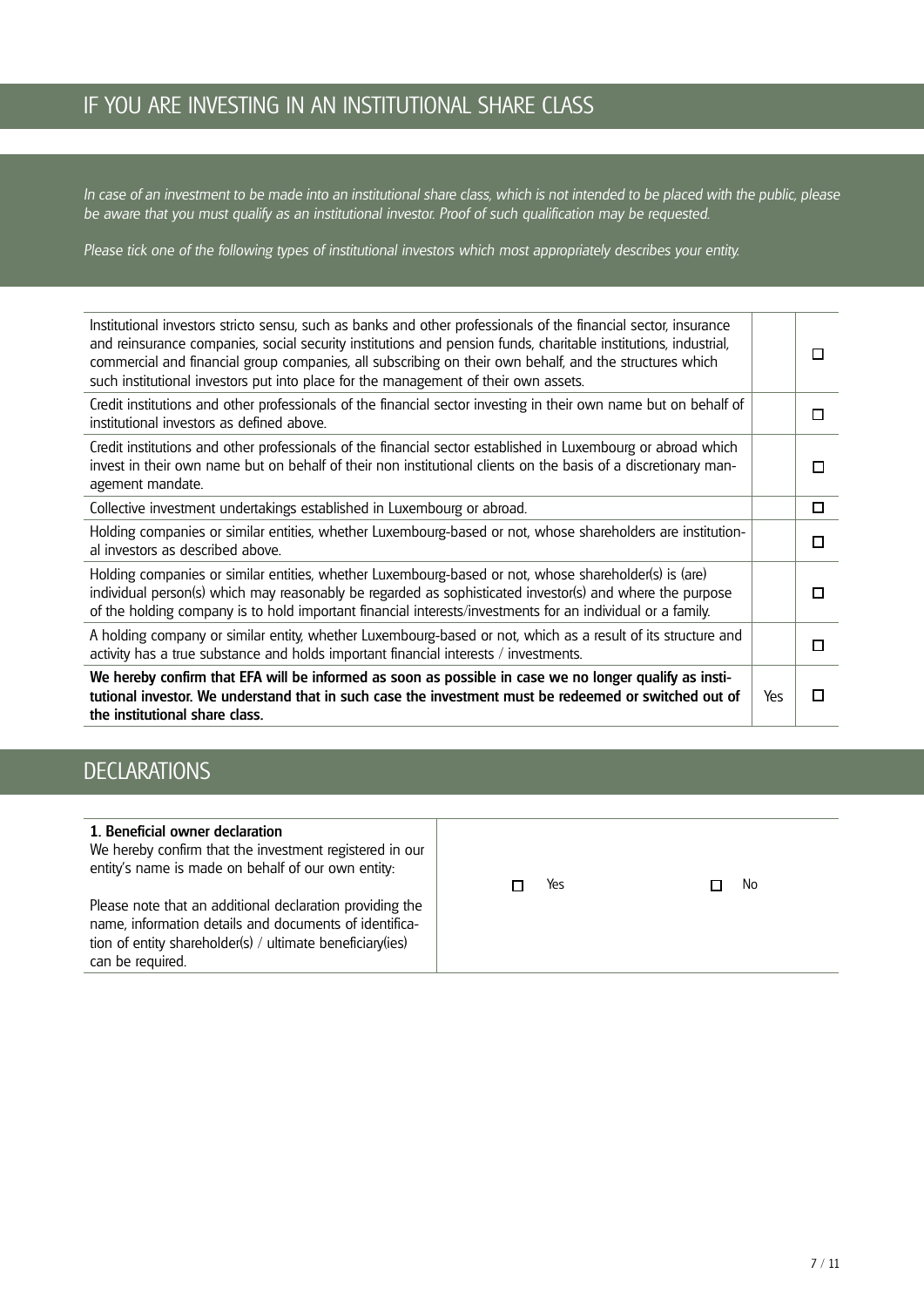## IF YOU ARE INVESTING IN AN INSTITUTIONAL SHARE CLASS

*In case of an investment to be made into an institutional share class, which is not intended to be placed with the public, please be aware that you must qualify as an institutional investor. Proof of such qualification may be requested.*

*Please tick one of the following types of institutional investors which most appropriately describes your entity.*

| | | |
|---|---|---|
| Institutional investors stricto sensu, such as banks and other professionals of the financial sector, insurance and reinsurance companies, social security institutions and pension funds, charitable institutions, industrial, commercial and financial group companies, all subscribing on their own behalf, and the structures which such institutional investors put into place for the management of their own assets. | | ☐ |
| Credit institutions and other professionals of the financial sector investing in their own name but on behalf of institutional investors as defined above. | | ☐ |
| Credit institutions and other professionals of the financial sector established in Luxembourg or abroad which invest in their own name but on behalf of their non institutional clients on the basis of a discretionary management mandate. | | ☐ |
| Collective investment undertakings established in Luxembourg or abroad. | | ☐ |
| Holding companies or similar entities, whether Luxembourg-based or not, whose shareholders are institutional investors as described above. | | ☐ |
| Holding companies or similar entities, whether Luxembourg-based or not, whose shareholder(s) is (are) individual person(s) which may reasonably be regarded as sophisticated investor(s) and where the purpose of the holding company is to hold important financial interests/investments for an individual or a family. | | ☐ |
| A holding company or similar entity, whether Luxembourg-based or not, which as a result of its structure and activity has a true substance and holds important financial interests / investments. | | ☐ |
| **We hereby confirm that EFA will be informed as soon as possible in case we no longer qualify as institutional investor. We understand that in such case the investment must be redeemed or switched out of the institutional share class.** | Yes | ☐ |

## DECLARATIONS

| | | |
|---|---|---|
| **1. Beneficial owner declaration**<br>We hereby confirm that the investment registered in our entity's name is made on behalf of our own entity:<br><br>Please note that an additional declaration providing the name, information details and documents of identification of entity shareholder(s) / ultimate beneficiary(ies) can be required. | ☐ Yes | ☐ No |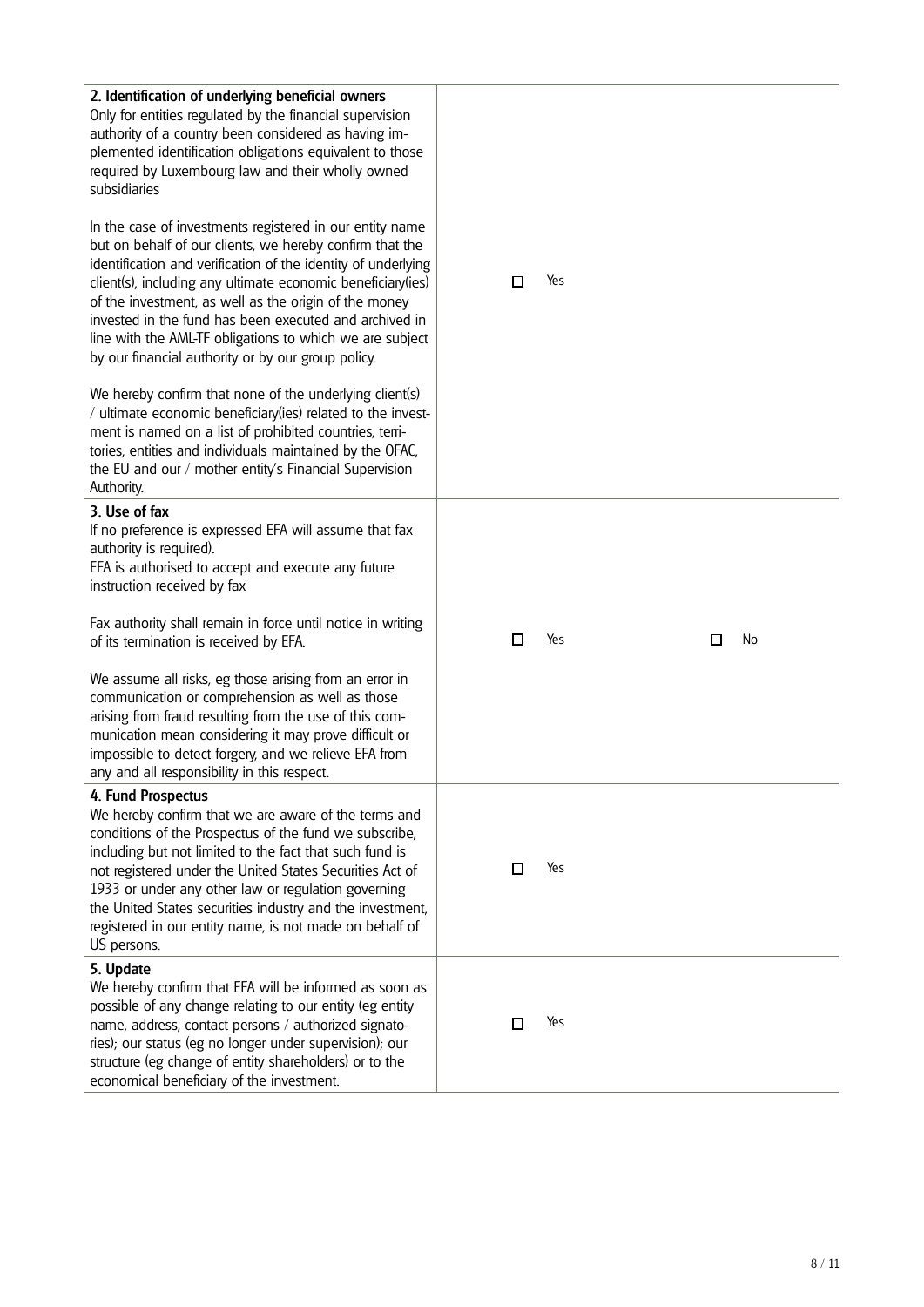| | |
|---|---|
| **2. Identification of underlying beneficial owners**<br>Only for entities regulated by the financial supervision authority of a country been considered as having implemented identification obligations equivalent to those required by Luxembourg law and their wholly owned subsidiaries<br><br>In the case of investments registered in our entity name but on behalf of our clients, we hereby confirm that the identification and verification of the identity of underlying client(s), including any ultimate economic beneficiary(ies) of the investment, as well as the origin of the money invested in the fund has been executed and archived in line with the AML-TF obligations to which we are subject by our financial authority or by our group policy.<br><br>We hereby confirm that none of the underlying client(s) / ultimate economic beneficiary(ies) related to the investment is named on a list of prohibited countries, territories, entities and individuals maintained by the OFAC, the EU and our / mother entity's Financial Supervision Authority. | ☐ Yes |
| **3. Use of fax**<br>If no preference is expressed EFA will assume that fax authority is required).<br>EFA is authorised to accept and execute any future instruction received by fax<br><br>Fax authority shall remain in force until notice in writing of its termination is received by EFA.<br><br>We assume all risks, eg those arising from an error in communication or comprehension as well as those arising from fraud resulting from the use of this communication mean considering it may prove difficult or impossible to detect forgery, and we relieve EFA from any and all responsibility in this respect. | ☐ Yes ☐ No |
| **4. Fund Prospectus**<br>We hereby confirm that we are aware of the terms and conditions of the Prospectus of the fund we subscribe, including but not limited to the fact that such fund is not registered under the United States Securities Act of 1933 or under any other law or regulation governing the United States securities industry and the investment, registered in our entity name, is not made on behalf of US persons. | ☐ Yes |
| **5. Update**<br>We hereby confirm that EFA will be informed as soon as possible of any change relating to our entity (eg entity name, address, contact persons / authorized signatories); our status (eg no longer under supervision); our structure (eg change of entity shareholders) or to the economical beneficiary of the investment. | ☐ Yes |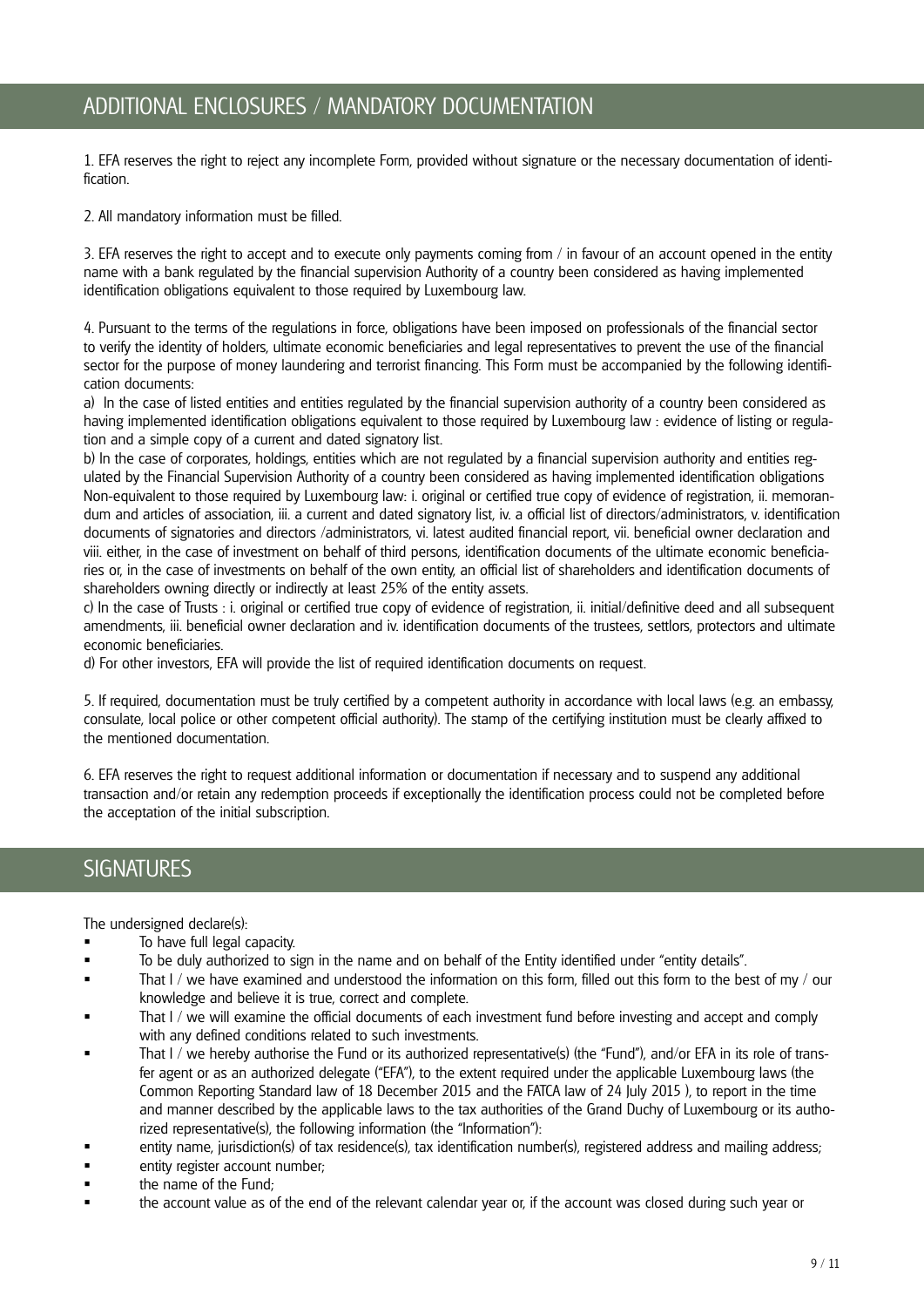## ADDITIONAL ENCLOSURES / MANDATORY DOCUMENTATION

1. EFA reserves the right to reject any incomplete Form, provided without signature or the necessary documentation of identification.

2. All mandatory information must be filled.

3. EFA reserves the right to accept and to execute only payments coming from / in favour of an account opened in the entity name with a bank regulated by the financial supervision Authority of a country been considered as having implemented identification obligations equivalent to those required by Luxembourg law.

4. Pursuant to the terms of the regulations in force, obligations have been imposed on professionals of the financial sector to verify the identity of holders, ultimate economic beneficiaries and legal representatives to prevent the use of the financial sector for the purpose of money laundering and terrorist financing. This Form must be accompanied by the following identification documents:
a) In the case of listed entities and entities regulated by the financial supervision authority of a country been considered as having implemented identification obligations equivalent to those required by Luxembourg law : evidence of listing or regulation and a simple copy of a current and dated signatory list.
b) In the case of corporates, holdings, entities which are not regulated by a financial supervision authority and entities regulated by the Financial Supervision Authority of a country been considered as having implemented identification obligations Non-equivalent to those required by Luxembourg law: i. original or certified true copy of evidence of registration, ii. memorandum and articles of association, iii. a current and dated signatory list, iv. a official list of directors/administrators, v. identification documents of signatories and directors /administrators, vi. latest audited financial report, vii. beneficial owner declaration and viii. either, in the case of investment on behalf of third persons, identification documents of the ultimate economic beneficiaries or, in the case of investments on behalf of the own entity, an official list of shareholders and identification documents of shareholders owning directly or indirectly at least 25% of the entity assets.
c) In the case of Trusts : i. original or certified true copy of evidence of registration, ii. initial/definitive deed and all subsequent amendments, iii. beneficial owner declaration and iv. identification documents of the trustees, settlors, protectors and ultimate economic beneficiaries.
d) For other investors, EFA will provide the list of required identification documents on request.

5. If required, documentation must be truly certified by a competent authority in accordance with local laws (e.g. an embassy, consulate, local police or other competent official authority). The stamp of the certifying institution must be clearly affixed to the mentioned documentation.

6. EFA reserves the right to request additional information or documentation if necessary and to suspend any additional transaction and/or retain any redemption proceeds if exceptionally the identification process could not be completed before the acceptation of the initial subscription.

## SIGNATURES

The undersigned declare(s):

- To have full legal capacity.
- To be duly authorized to sign in the name and on behalf of the Entity identified under "entity details".
- That I / we have examined and understood the information on this form, filled out this form to the best of my / our knowledge and believe it is true, correct and complete.
- That I / we will examine the official documents of each investment fund before investing and accept and comply with any defined conditions related to such investments.
- That I / we hereby authorise the Fund or its authorized representative(s) (the "Fund"), and/or EFA in its role of transfer agent or as an authorized delegate ("EFA"), to the extent required under the applicable Luxembourg laws (the Common Reporting Standard law of 18 December 2015 and the FATCA law of 24 July 2015 ), to report in the time and manner described by the applicable laws to the tax authorities of the Grand Duchy of Luxembourg or its authorized representative(s), the following information (the "Information"):
- entity name, jurisdiction(s) of tax residence(s), tax identification number(s), registered address and mailing address;
- entity register account number;
- the name of the Fund;
- the account value as of the end of the relevant calendar year or, if the account was closed during such year or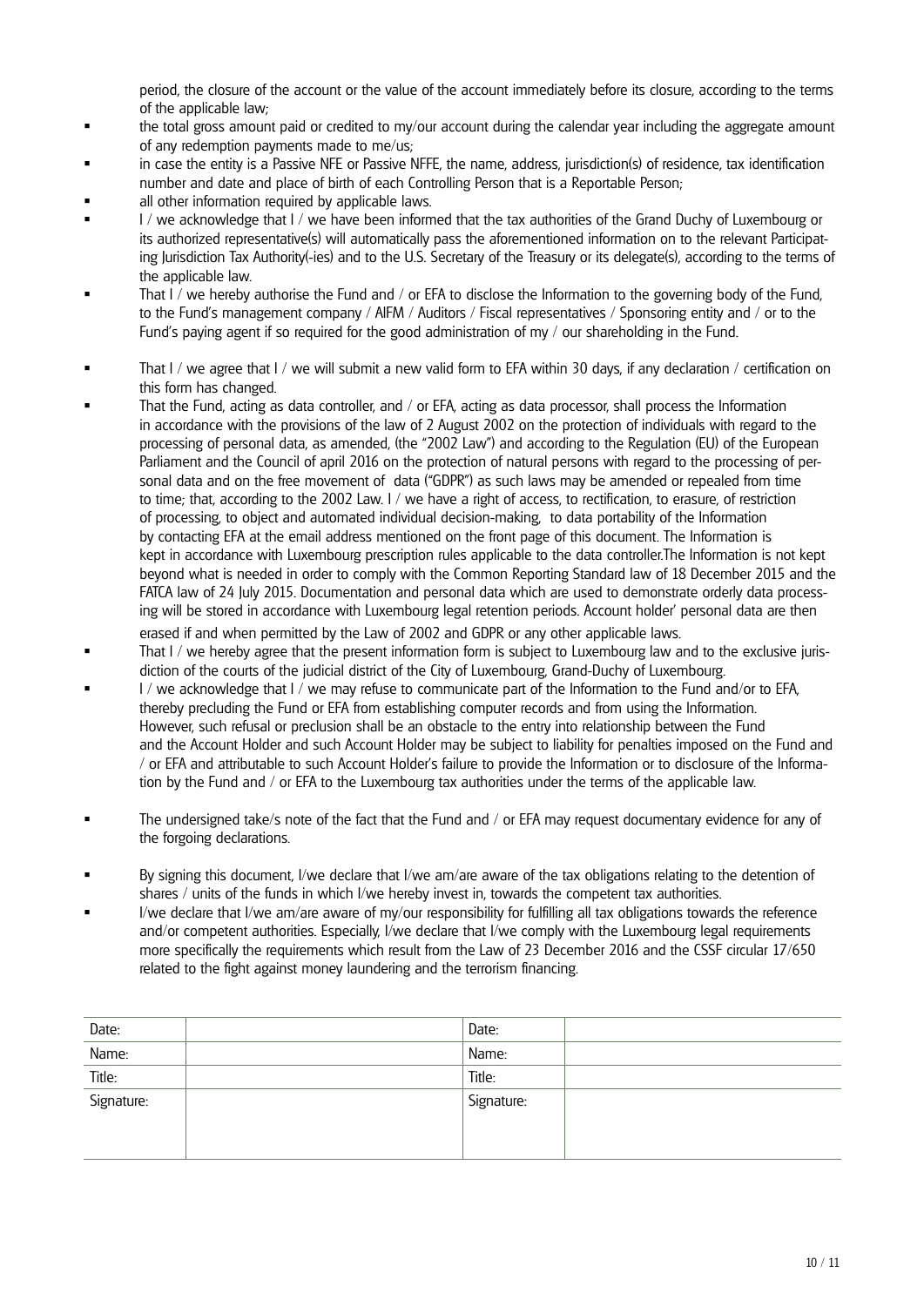period, the closure of the account or the value of the account immediately before its closure, according to the terms of the applicable law;

- the total gross amount paid or credited to my/our account during the calendar year including the aggregate amount of any redemption payments made to me/us;
- in case the entity is a Passive NFE or Passive NFFE, the name, address, jurisdiction(s) of residence, tax identification number and date and place of birth of each Controlling Person that is a Reportable Person;
- all other information required by applicable laws.
- I / we acknowledge that I / we have been informed that the tax authorities of the Grand Duchy of Luxembourg or its authorized representative(s) will automatically pass the aforementioned information on to the relevant Participating Jurisdiction Tax Authority(-ies) and to the U.S. Secretary of the Treasury or its delegate(s), according to the terms of the applicable law.
- That I / we hereby authorise the Fund and / or EFA to disclose the Information to the governing body of the Fund, to the Fund's management company / AIFM / Auditors / Fiscal representatives / Sponsoring entity and / or to the Fund's paying agent if so required for the good administration of my / our shareholding in the Fund.
- That I / we agree that I / we will submit a new valid form to EFA within 30 days, if any declaration / certification on this form has changed.
- That the Fund, acting as data controller, and / or EFA, acting as data processor, shall process the Information in accordance with the provisions of the law of 2 August 2002 on the protection of individuals with regard to the processing of personal data, as amended, (the "2002 Law") and according to the Regulation (EU) of the European Parliament and the Council of april 2016 on the protection of natural persons with regard to the processing of personal data and on the free movement of data ("GDPR") as such laws may be amended or repealed from time to time; that, according to the 2002 Law. I / we have a right of access, to rectification, to erasure, of restriction of processing, to object and automated individual decision-making, to data portability of the Information by contacting EFA at the email address mentioned on the front page of this document. The Information is kept in accordance with Luxembourg prescription rules applicable to the data controller.The Information is not kept beyond what is needed in order to comply with the Common Reporting Standard law of 18 December 2015 and the FATCA law of 24 July 2015. Documentation and personal data which are used to demonstrate orderly data processing will be stored in accordance with Luxembourg legal retention periods. Account holder' personal data are then erased if and when permitted by the Law of 2002 and GDPR or any other applicable laws.
- That I / we hereby agree that the present information form is subject to Luxembourg law and to the exclusive jurisdiction of the courts of the judicial district of the City of Luxembourg, Grand-Duchy of Luxembourg.
- I / we acknowledge that I / we may refuse to communicate part of the Information to the Fund and/or to EFA, thereby precluding the Fund or EFA from establishing computer records and from using the Information. However, such refusal or preclusion shall be an obstacle to the entry into relationship between the Fund and the Account Holder and such Account Holder may be subject to liability for penalties imposed on the Fund and / or EFA and attributable to such Account Holder's failure to provide the Information or to disclosure of the Information by the Fund and / or EFA to the Luxembourg tax authorities under the terms of the applicable law.
- The undersigned take/s note of the fact that the Fund and / or EFA may request documentary evidence for any of the forgoing declarations.
- By signing this document, I/we declare that I/we am/are aware of the tax obligations relating to the detention of shares / units of the funds in which I/we hereby invest in, towards the competent tax authorities.
- I/we declare that I/we am/are aware of my/our responsibility for fulfilling all tax obligations towards the reference and/or competent authorities. Especially, I/we declare that I/we comply with the Luxembourg legal requirements more specifically the requirements which result from the Law of 23 December 2016 and the CSSF circular 17/650 related to the fight against money laundering and the terrorism financing.

| | | | |
|---|---|---|---|
| Date: | | Date: | |
| Name: | | Name: | |
| Title: | | Title: | |
| Signature: | | Signature: | |